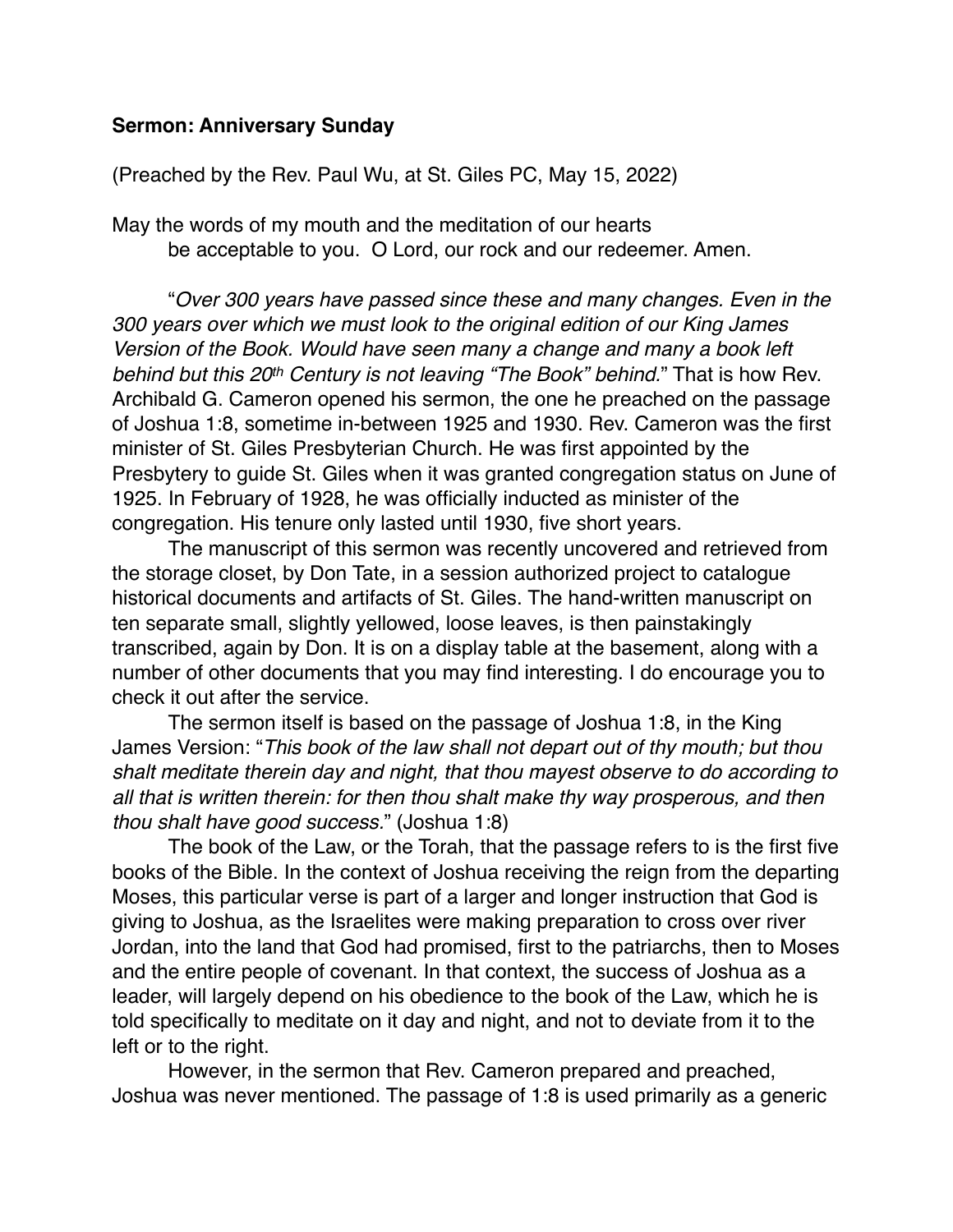**Sermon: Anniversary Sunday**

(Preached by the Rev. Paul Wu, at St. Giles PC, May 15, 2022)

May the words of my mouth and the meditation of our hearts
be acceptable to you. O Lord, our rock and our redeemer. Amen.

"*Over 300 years have passed since these and many changes. Even in the 300 years over which we must look to the original edition of our King James Version of the Book. Would have seen many a change and many a book left behind but this 20th Century is not leaving "The Book" behind.*" That is how Rev. Archibald G. Cameron opened his sermon, the one he preached on the passage of Joshua 1:8, sometime in-between 1925 and 1930. Rev. Cameron was the first minister of St. Giles Presbyterian Church. He was first appointed by the Presbytery to guide St. Giles when it was granted congregation status on June of 1925. In February of 1928, he was officially inducted as minister of the congregation. His tenure only lasted until 1930, five short years.

The manuscript of this sermon was recently uncovered and retrieved from the storage closet, by Don Tate, in a session authorized project to catalogue historical documents and artifacts of St. Giles. The hand-written manuscript on ten separate small, slightly yellowed, loose leaves, is then painstakingly transcribed, again by Don. It is on a display table at the basement, along with a number of other documents that you may find interesting. I do encourage you to check it out after the service.

The sermon itself is based on the passage of Joshua 1:8, in the King James Version: "*This book of the law shall not depart out of thy mouth; but thou shalt meditate therein day and night, that thou mayest observe to do according to all that is written therein: for then thou shalt make thy way prosperous, and then thou shalt have good success.*" (Joshua 1:8)

The book of the Law, or the Torah, that the passage refers to is the first five books of the Bible. In the context of Joshua receiving the reign from the departing Moses, this particular verse is part of a larger and longer instruction that God is giving to Joshua, as the Israelites were making preparation to cross over river Jordan, into the land that God had promised, first to the patriarchs, then to Moses and the entire people of covenant. In that context, the success of Joshua as a leader, will largely depend on his obedience to the book of the Law, which he is told specifically to meditate on it day and night, and not to deviate from it to the left or to the right.

However, in the sermon that Rev. Cameron prepared and preached, Joshua was never mentioned. The passage of 1:8 is used primarily as a generic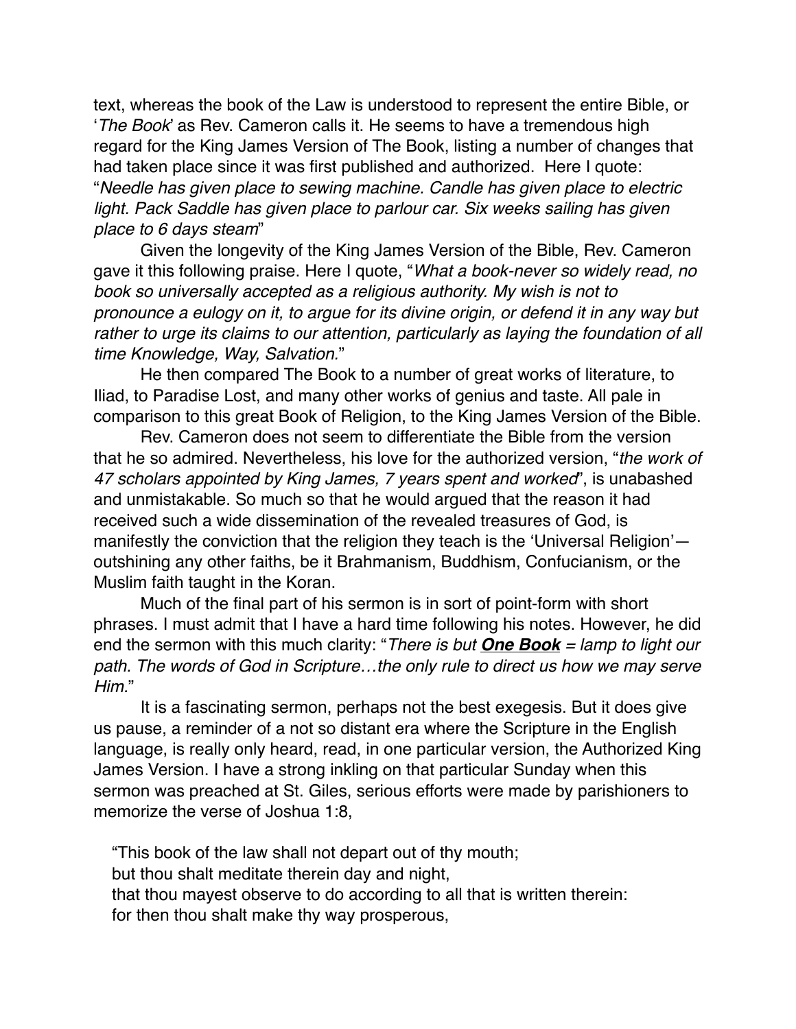text, whereas the book of the Law is understood to represent the entire Bible, or '*The Book*' as Rev. Cameron calls it. He seems to have a tremendous high regard for the King James Version of The Book, listing a number of changes that had taken place since it was first published and authorized. Here I quote: "*Needle has given place to sewing machine. Candle has given place to electric light. Pack Saddle has given place to parlour car. Six weeks sailing has given place to 6 days steam*"

Given the longevity of the King James Version of the Bible, Rev. Cameron gave it this following praise. Here I quote, "*What a book-never so widely read, no book so universally accepted as a religious authority. My wish is not to pronounce a eulogy on it, to argue for its divine origin, or defend it in any way but rather to urge its claims to our attention, particularly as laying the foundation of all time Knowledge, Way, Salvation.*"

He then compared The Book to a number of great works of literature, to Iliad, to Paradise Lost, and many other works of genius and taste. All pale in comparison to this great Book of Religion, to the King James Version of the Bible.

Rev. Cameron does not seem to differentiate the Bible from the version that he so admired. Nevertheless, his love for the authorized version, "*the work of 47 scholars appointed by King James, 7 years spent and worked*", is unabashed and unmistakable. So much so that he would argued that the reason it had received such a wide dissemination of the revealed treasures of God, is manifestly the conviction that the religion they teach is the 'Universal Religion'—outshining any other faiths, be it Brahmanism, Buddhism, Confucianism, or the Muslim faith taught in the Koran.

Much of the final part of his sermon is in sort of point-form with short phrases. I must admit that I have a hard time following his notes. However, he did end the sermon with this much clarity: "*There is but **One Book** = lamp to light our path. The words of God in Scripture…the only rule to direct us how we may serve Him.*"

It is a fascinating sermon, perhaps not the best exegesis. But it does give us pause, a reminder of a not so distant era where the Scripture in the English language, is really only heard, read, in one particular version, the Authorized King James Version. I have a strong inkling on that particular Sunday when this sermon was preached at St. Giles, serious efforts were made by parishioners to memorize the verse of Joshua 1:8,

"This book of the law shall not depart out of thy mouth;
but thou shalt meditate therein day and night,
that thou mayest observe to do according to all that is written therein:
for then thou shalt make thy way prosperous,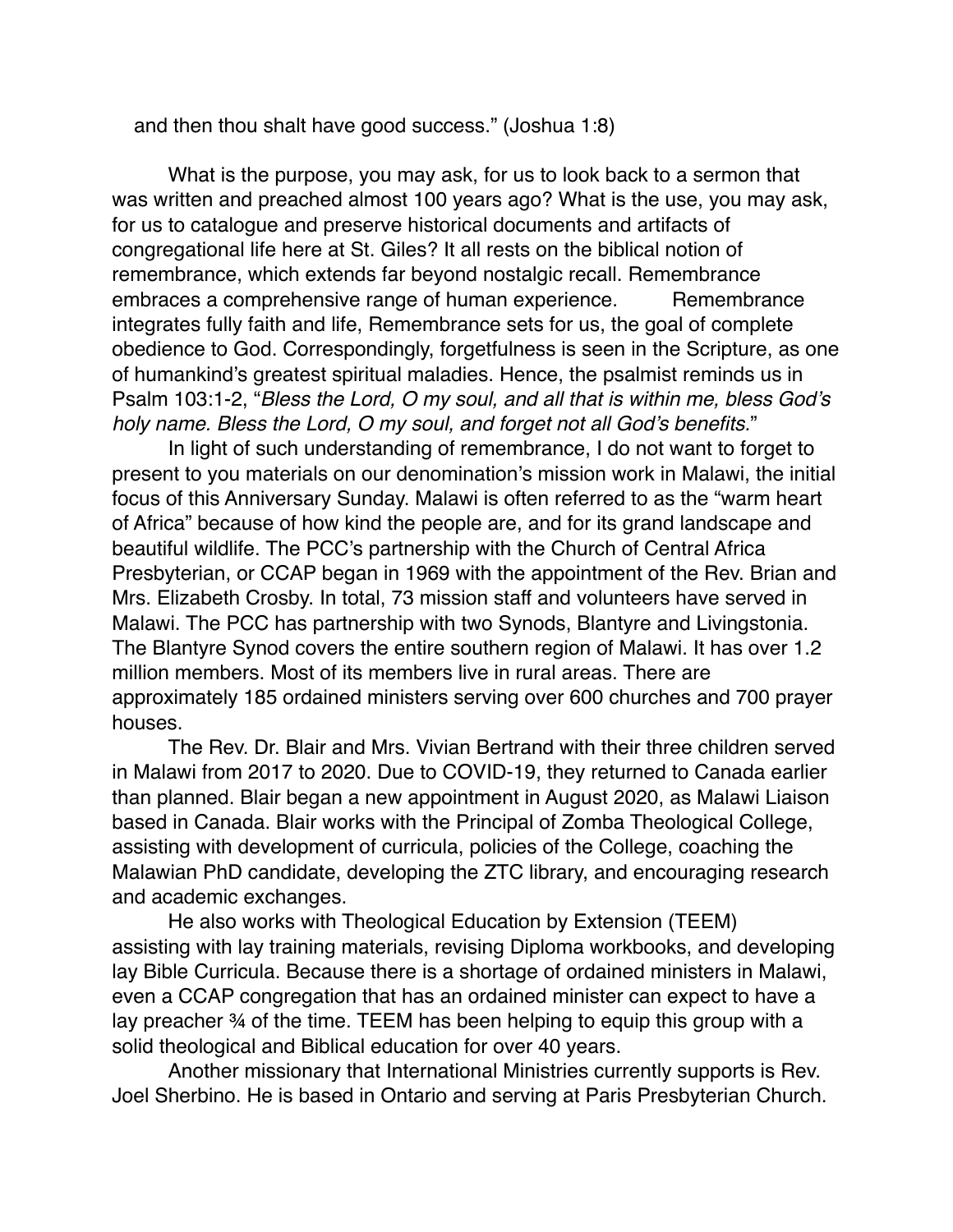and then thou shalt have good success." (Joshua 1:8)

What is the purpose, you may ask, for us to look back to a sermon that was written and preached almost 100 years ago? What is the use, you may ask, for us to catalogue and preserve historical documents and artifacts of congregational life here at St. Giles? It all rests on the biblical notion of remembrance, which extends far beyond nostalgic recall. Remembrance embraces a comprehensive range of human experience. Remembrance integrates fully faith and life, Remembrance sets for us, the goal of complete obedience to God. Correspondingly, forgetfulness is seen in the Scripture, as one of humankind's greatest spiritual maladies. Hence, the psalmist reminds us in Psalm 103:1-2, "*Bless the Lord, O my soul, and all that is within me, bless God's holy name. Bless the Lord, O my soul, and forget not all God's benefits.*"

In light of such understanding of remembrance, I do not want to forget to present to you materials on our denomination's mission work in Malawi, the initial focus of this Anniversary Sunday. Malawi is often referred to as the "warm heart of Africa" because of how kind the people are, and for its grand landscape and beautiful wildlife. The PCC's partnership with the Church of Central Africa Presbyterian, or CCAP began in 1969 with the appointment of the Rev. Brian and Mrs. Elizabeth Crosby. In total, 73 mission staff and volunteers have served in Malawi. The PCC has partnership with two Synods, Blantyre and Livingstonia. The Blantyre Synod covers the entire southern region of Malawi. It has over 1.2 million members. Most of its members live in rural areas. There are approximately 185 ordained ministers serving over 600 churches and 700 prayer houses.

The Rev. Dr. Blair and Mrs. Vivian Bertrand with their three children served in Malawi from 2017 to 2020. Due to COVID-19, they returned to Canada earlier than planned. Blair began a new appointment in August 2020, as Malawi Liaison based in Canada. Blair works with the Principal of Zomba Theological College, assisting with development of curricula, policies of the College, coaching the Malawian PhD candidate, developing the ZTC library, and encouraging research and academic exchanges.

He also works with Theological Education by Extension (TEEM) assisting with lay training materials, revising Diploma workbooks, and developing lay Bible Curricula. Because there is a shortage of ordained ministers in Malawi, even a CCAP congregation that has an ordained minister can expect to have a lay preacher ¾ of the time. TEEM has been helping to equip this group with a solid theological and Biblical education for over 40 years.

Another missionary that International Ministries currently supports is Rev. Joel Sherbino. He is based in Ontario and serving at Paris Presbyterian Church.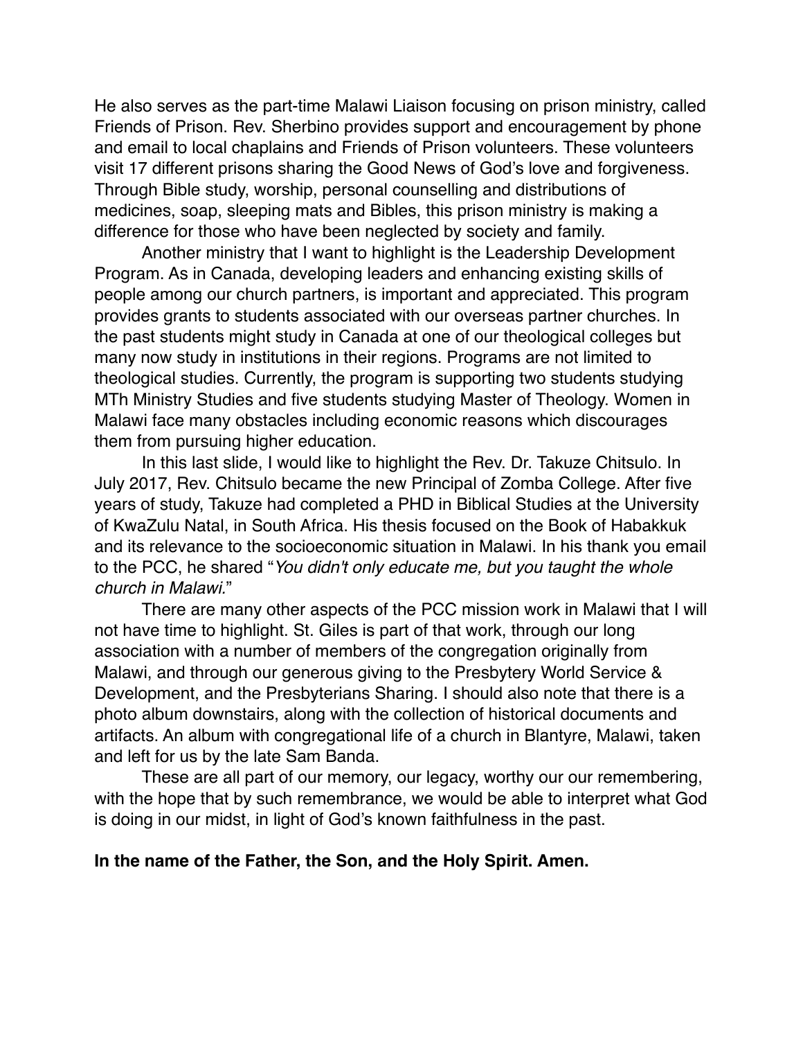He also serves as the part-time Malawi Liaison focusing on prison ministry, called Friends of Prison. Rev. Sherbino provides support and encouragement by phone and email to local chaplains and Friends of Prison volunteers. These volunteers visit 17 different prisons sharing the Good News of God's love and forgiveness. Through Bible study, worship, personal counselling and distributions of medicines, soap, sleeping mats and Bibles, this prison ministry is making a difference for those who have been neglected by society and family.

Another ministry that I want to highlight is the Leadership Development Program. As in Canada, developing leaders and enhancing existing skills of people among our church partners, is important and appreciated. This program provides grants to students associated with our overseas partner churches. In the past students might study in Canada at one of our theological colleges but many now study in institutions in their regions. Programs are not limited to theological studies. Currently, the program is supporting two students studying MTh Ministry Studies and five students studying Master of Theology. Women in Malawi face many obstacles including economic reasons which discourages them from pursuing higher education.

In this last slide, I would like to highlight the Rev. Dr. Takuze Chitsulo. In July 2017, Rev. Chitsulo became the new Principal of Zomba College. After five years of study, Takuze had completed a PHD in Biblical Studies at the University of KwaZulu Natal, in South Africa. His thesis focused on the Book of Habakkuk and its relevance to the socioeconomic situation in Malawi. In his thank you email to the PCC, he shared "*You didn't only educate me, but you taught the whole church in Malawi.*"

There are many other aspects of the PCC mission work in Malawi that I will not have time to highlight. St. Giles is part of that work, through our long association with a number of members of the congregation originally from Malawi, and through our generous giving to the Presbytery World Service & Development, and the Presbyterians Sharing. I should also note that there is a photo album downstairs, along with the collection of historical documents and artifacts. An album with congregational life of a church in Blantyre, Malawi, taken and left for us by the late Sam Banda.

These are all part of our memory, our legacy, worthy our our remembering, with the hope that by such remembrance, we would be able to interpret what God is doing in our midst, in light of God's known faithfulness in the past.

**In the name of the Father, the Son, and the Holy Spirit. Amen.**